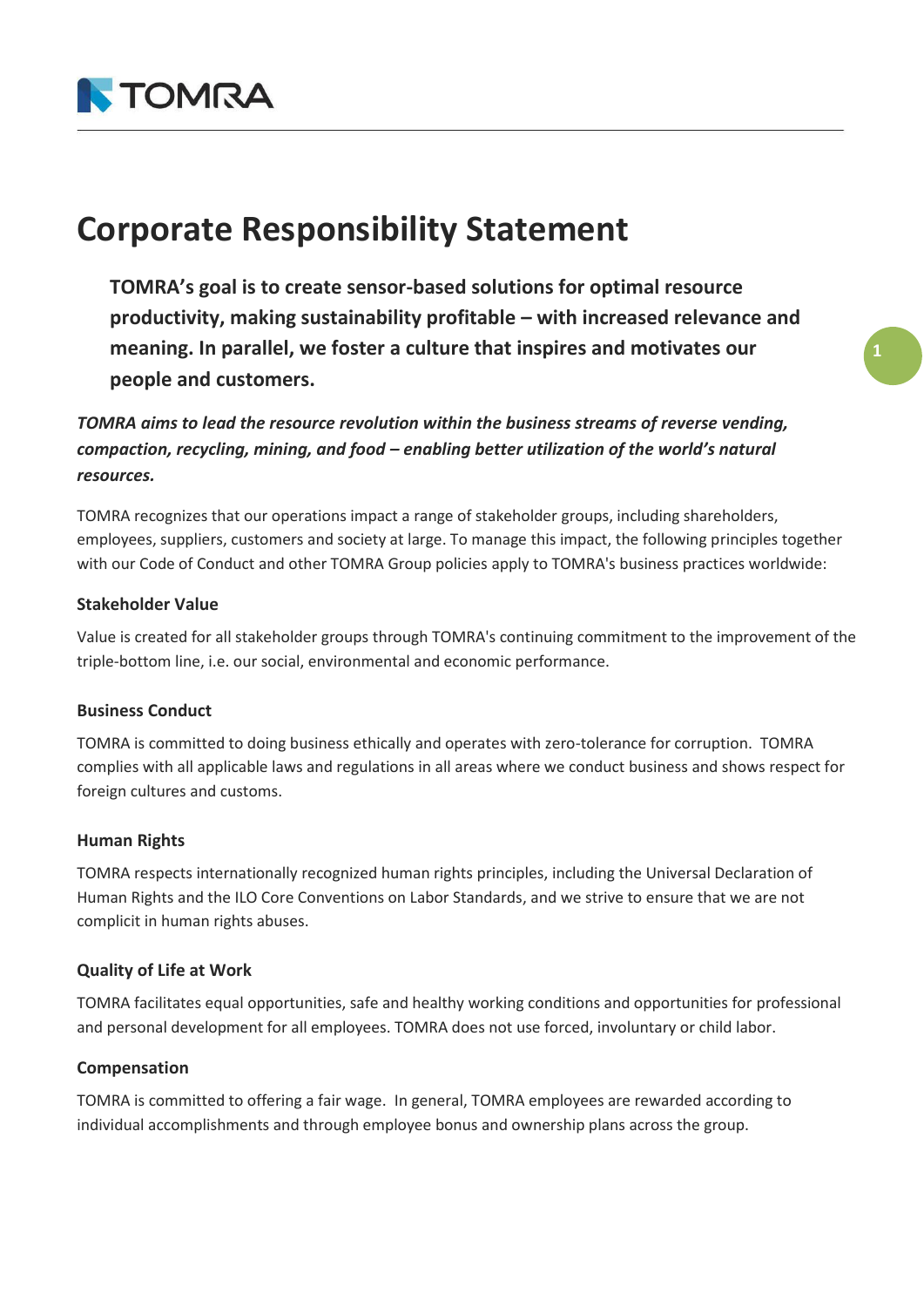# Corporate Responsibility Statement

**TOMRA's goal is to create sensor-based solutions for optimal resource productivity, making sustainability profitable – with increased relevance and meaning. In parallel, we foster a culture that inspires and motivates our people and customers.**

***TOMRA aims to lead the resource revolution within the business streams of reverse vending, compaction, recycling, mining, and food – enabling better utilization of the world's natural resources.***

TOMRA recognizes that our operations impact a range of stakeholder groups, including shareholders, employees, suppliers, customers and society at large. To manage this impact, the following principles together with our Code of Conduct and other TOMRA Group policies apply to TOMRA's business practices worldwide:

### Stakeholder Value

Value is created for all stakeholder groups through TOMRA's continuing commitment to the improvement of the triple-bottom line, i.e. our social, environmental and economic performance.

### Business Conduct

TOMRA is committed to doing business ethically and operates with zero-tolerance for corruption. TOMRA complies with all applicable laws and regulations in all areas where we conduct business and shows respect for foreign cultures and customs.

### Human Rights

TOMRA respects internationally recognized human rights principles, including the Universal Declaration of Human Rights and the ILO Core Conventions on Labor Standards, and we strive to ensure that we are not complicit in human rights abuses.

### Quality of Life at Work

TOMRA facilitates equal opportunities, safe and healthy working conditions and opportunities for professional and personal development for all employees. TOMRA does not use forced, involuntary or child labor.

### Compensation

TOMRA is committed to offering a fair wage. In general, TOMRA employees are rewarded according to individual accomplishments and through employee bonus and ownership plans across the group.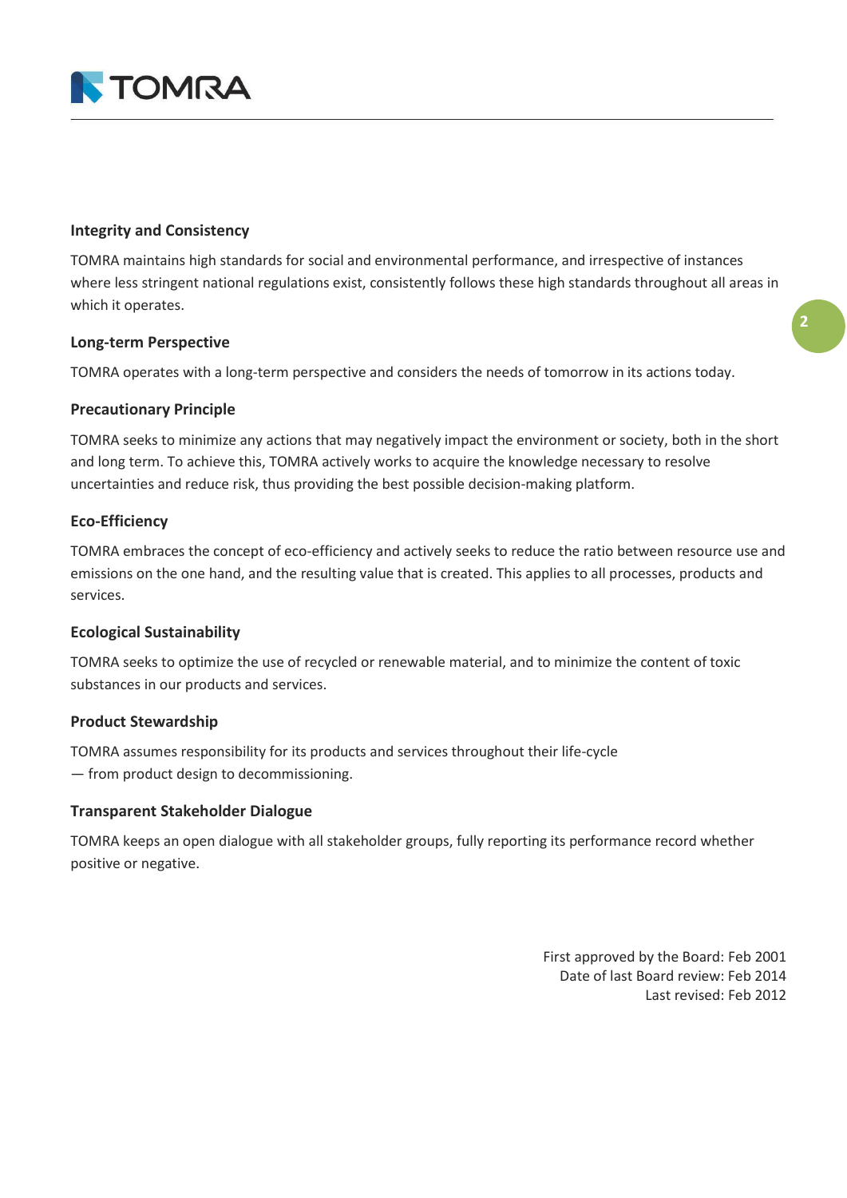## Integrity and Consistency

TOMRA maintains high standards for social and environmental performance, and irrespective of instances where less stringent national regulations exist, consistently follows these high standards throughout all areas in which it operates.

## Long-term Perspective

TOMRA operates with a long-term perspective and considers the needs of tomorrow in its actions today.

## Precautionary Principle

TOMRA seeks to minimize any actions that may negatively impact the environment or society, both in the short and long term. To achieve this, TOMRA actively works to acquire the knowledge necessary to resolve uncertainties and reduce risk, thus providing the best possible decision-making platform.

## Eco-Efficiency

TOMRA embraces the concept of eco-efficiency and actively seeks to reduce the ratio between resource use and emissions on the one hand, and the resulting value that is created. This applies to all processes, products and services.

## Ecological Sustainability

TOMRA seeks to optimize the use of recycled or renewable material, and to minimize the content of toxic substances in our products and services.

## Product Stewardship

TOMRA assumes responsibility for its products and services throughout their life-cycle — from product design to decommissioning.

## Transparent Stakeholder Dialogue

TOMRA keeps an open dialogue with all stakeholder groups, fully reporting its performance record whether positive or negative.

First approved by the Board: Feb 2001
Date of last Board review: Feb 2014
Last revised: Feb 2012